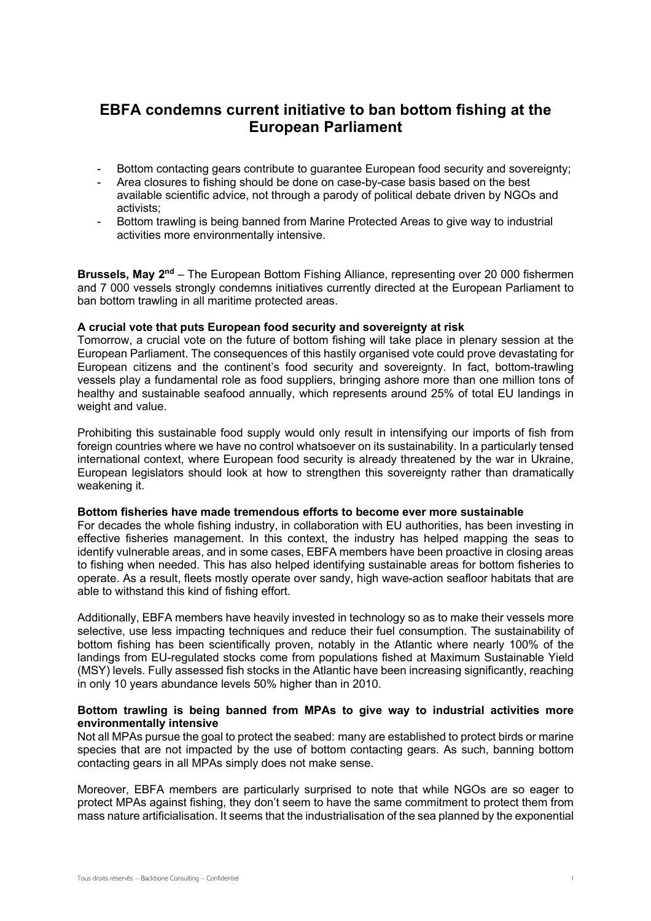# EBFA condemns current initiative to ban bottom fishing at the European Parliament

- Bottom contacting gears contribute to guarantee European food security and sovereignty;
- Area closures to fishing should be done on case-by-case basis based on the best available scientific advice, not through a parody of political debate driven by NGOs and activists;
- Bottom trawling is being banned from Marine Protected Areas to give way to industrial activities more environmentally intensive.

**Brussels, May 2nd** – The European Bottom Fishing Alliance, representing over 20 000 fishermen and 7 000 vessels strongly condemns initiatives currently directed at the European Parliament to ban bottom trawling in all maritime protected areas.

**A crucial vote that puts European food security and sovereignty at risk**

Tomorrow, a crucial vote on the future of bottom fishing will take place in plenary session at the European Parliament. The consequences of this hastily organised vote could prove devastating for European citizens and the continent's food security and sovereignty. In fact, bottom-trawling vessels play a fundamental role as food suppliers, bringing ashore more than one million tons of healthy and sustainable seafood annually, which represents around 25% of total EU landings in weight and value.

Prohibiting this sustainable food supply would only result in intensifying our imports of fish from foreign countries where we have no control whatsoever on its sustainability. In a particularly tensed international context, where European food security is already threatened by the war in Ukraine, European legislators should look at how to strengthen this sovereignty rather than dramatically weakening it.

**Bottom fisheries have made tremendous efforts to become ever more sustainable**

For decades the whole fishing industry, in collaboration with EU authorities, has been investing in effective fisheries management. In this context, the industry has helped mapping the seas to identify vulnerable areas, and in some cases, EBFA members have been proactive in closing areas to fishing when needed. This has also helped identifying sustainable areas for bottom fisheries to operate. As a result, fleets mostly operate over sandy, high wave-action seafloor habitats that are able to withstand this kind of fishing effort.

Additionally, EBFA members have heavily invested in technology so as to make their vessels more selective, use less impacting techniques and reduce their fuel consumption. The sustainability of bottom fishing has been scientifically proven, notably in the Atlantic where nearly 100% of the landings from EU-regulated stocks come from populations fished at Maximum Sustainable Yield (MSY) levels. Fully assessed fish stocks in the Atlantic have been increasing significantly, reaching in only 10 years abundance levels 50% higher than in 2010.

**Bottom trawling is being banned from MPAs to give way to industrial activities more environmentally intensive**

Not all MPAs pursue the goal to protect the seabed: many are established to protect birds or marine species that are not impacted by the use of bottom contacting gears. As such, banning bottom contacting gears in all MPAs simply does not make sense.

Moreover, EBFA members are particularly surprised to note that while NGOs are so eager to protect MPAs against fishing, they don't seem to have the same commitment to protect them from mass nature artificialisation. It seems that the industrialisation of the sea planned by the exponential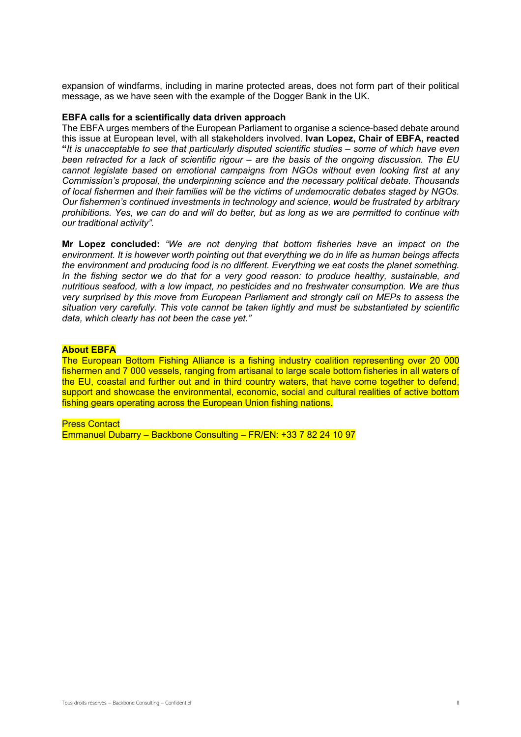expansion of windfarms, including in marine protected areas, does not form part of their political message, as we have seen with the example of the Dogger Bank in the UK.

**EBFA calls for a scientifically data driven approach**

The EBFA urges members of the European Parliament to organise a science-based debate around this issue at European level, with all stakeholders involved. **Ivan Lopez, Chair of EBFA, reacted "***It is unacceptable to see that particularly disputed scientific studies – some of which have even been retracted for a lack of scientific rigour – are the basis of the ongoing discussion. The EU cannot legislate based on emotional campaigns from NGOs without even looking first at any Commission's proposal, the underpinning science and the necessary political debate. Thousands of local fishermen and their families will be the victims of undemocratic debates staged by NGOs. Our fishermen's continued investments in technology and science, would be frustrated by arbitrary prohibitions. Yes, we can do and will do better, but as long as we are permitted to continue with our traditional activity".*

**Mr Lopez concluded:** *"We are not denying that bottom fisheries have an impact on the environment. It is however worth pointing out that everything we do in life as human beings affects the environment and producing food is no different. Everything we eat costs the planet something. In the fishing sector we do that for a very good reason: to produce healthy, sustainable, and nutritious seafood, with a low impact, no pesticides and no freshwater consumption. We are thus very surprised by this move from European Parliament and strongly call on MEPs to assess the situation very carefully. This vote cannot be taken lightly and must be substantiated by scientific data, which clearly has not been the case yet."*

**About EBFA**

The European Bottom Fishing Alliance is a fishing industry coalition representing over 20 000 fishermen and 7 000 vessels, ranging from artisanal to large scale bottom fisheries in all waters of the EU, coastal and further out and in third country waters, that have come together to defend, support and showcase the environmental, economic, social and cultural realities of active bottom fishing gears operating across the European Union fishing nations.

Press Contact

Emmanuel Dubarry – Backbone Consulting – FR/EN: +33 7 82 24 10 97